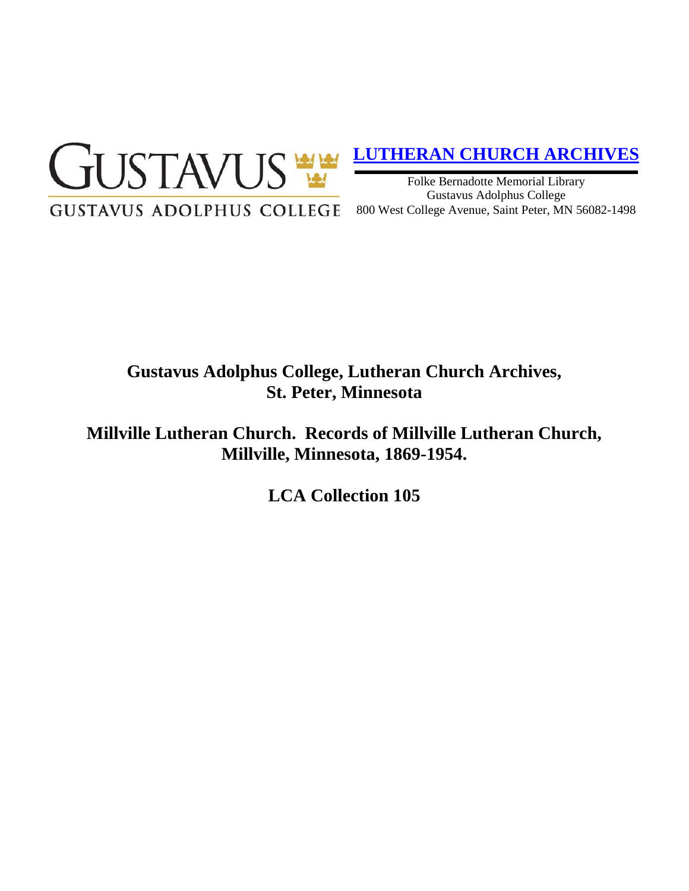GUSTAVUS

GUSTAVUS ADOLPHUS COLLEGE

**LUTHERAN CHURCH ARCHIVES**

Folke Bernadotte Memorial Library
Gustavus Adolphus College
800 West College Avenue, Saint Peter, MN 56082-1498

## Gustavus Adolphus College, Lutheran Church Archives, St. Peter, Minnesota

## Millville Lutheran Church. Records of Millville Lutheran Church, Millville, Minnesota, 1869-1954.

## LCA Collection 105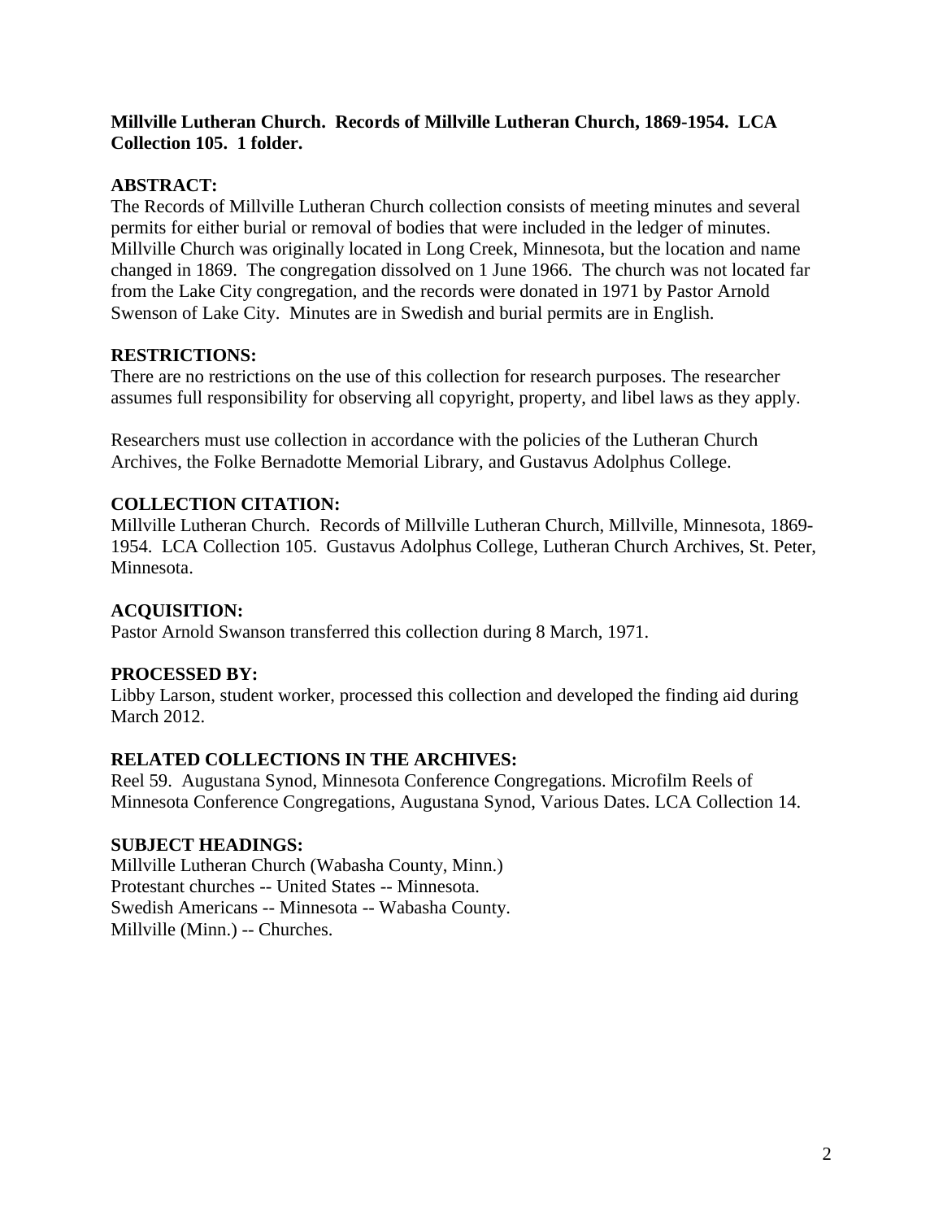**Millville Lutheran Church. Records of Millville Lutheran Church, 1869-1954. LCA Collection 105. 1 folder.**

**ABSTRACT:**
The Records of Millville Lutheran Church collection consists of meeting minutes and several permits for either burial or removal of bodies that were included in the ledger of minutes. Millville Church was originally located in Long Creek, Minnesota, but the location and name changed in 1869. The congregation dissolved on 1 June 1966. The church was not located far from the Lake City congregation, and the records were donated in 1971 by Pastor Arnold Swenson of Lake City. Minutes are in Swedish and burial permits are in English.

**RESTRICTIONS:**
There are no restrictions on the use of this collection for research purposes. The researcher assumes full responsibility for observing all copyright, property, and libel laws as they apply.

Researchers must use collection in accordance with the policies of the Lutheran Church Archives, the Folke Bernadotte Memorial Library, and Gustavus Adolphus College.

**COLLECTION CITATION:**
Millville Lutheran Church. Records of Millville Lutheran Church, Millville, Minnesota, 1869-1954. LCA Collection 105. Gustavus Adolphus College, Lutheran Church Archives, St. Peter, Minnesota.

**ACQUISITION:**
Pastor Arnold Swanson transferred this collection during 8 March, 1971.

**PROCESSED BY:**
Libby Larson, student worker, processed this collection and developed the finding aid during March 2012.

**RELATED COLLECTIONS IN THE ARCHIVES:**
Reel 59. Augustana Synod, Minnesota Conference Congregations. Microfilm Reels of Minnesota Conference Congregations, Augustana Synod, Various Dates. LCA Collection 14.

**SUBJECT HEADINGS:**
Millville Lutheran Church (Wabasha County, Minn.)
Protestant churches -- United States -- Minnesota.
Swedish Americans -- Minnesota -- Wabasha County.
Millville (Minn.) -- Churches.